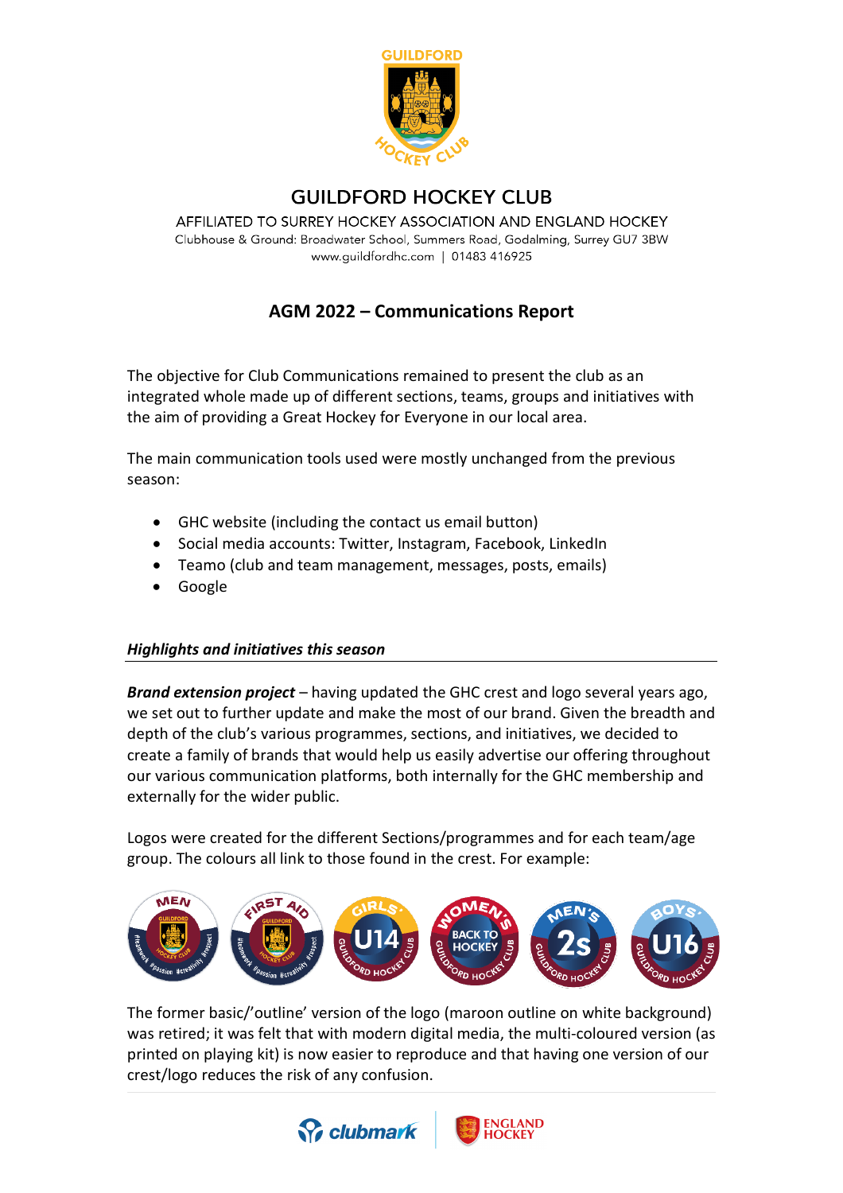# GUILDFORD HOCKEY CLUB

AFFILIATED TO SURREY HOCKEY ASSOCIATION AND ENGLAND HOCKEY
Clubhouse & Ground: Broadwater School, Summers Road, Godalming, Surrey GU7 3BW
www.guildfordhc.com | 01483 416925

## AGM 2022 – Communications Report

The objective for Club Communications remained to present the club as an integrated whole made up of different sections, teams, groups and initiatives with the aim of providing a Great Hockey for Everyone in our local area.

The main communication tools used were mostly unchanged from the previous season:

- GHC website (including the contact us email button)
- Social media accounts: Twitter, Instagram, Facebook, LinkedIn
- Teamo (club and team management, messages, posts, emails)
- Google

### *Highlights and initiatives this season*

***Brand extension project*** – having updated the GHC crest and logo several years ago, we set out to further update and make the most of our brand. Given the breadth and depth of the club's various programmes, sections, and initiatives, we decided to create a family of brands that would help us easily advertise our offering throughout our various communication platforms, both internally for the GHC membership and externally for the wider public.

Logos were created for the different Sections/programmes and for each team/age group. The colours all link to those found in the crest. For example:

The former basic/'outline' version of the logo (maroon outline on white background) was retired; it was felt that with modern digital media, the multi-coloured version (as printed on playing kit) is now easier to reproduce and that having one version of our crest/logo reduces the risk of any confusion.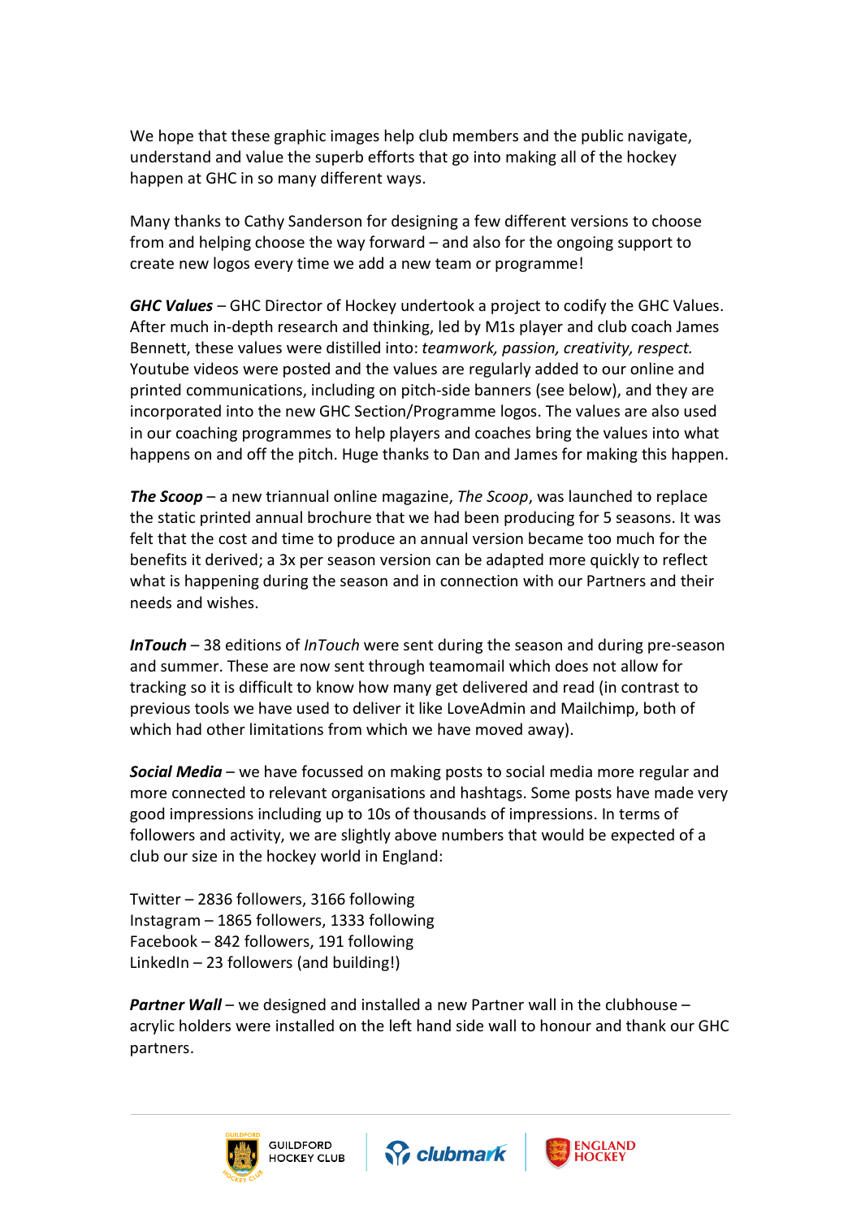We hope that these graphic images help club members and the public navigate, understand and value the superb efforts that go into making all of the hockey happen at GHC in so many different ways.

Many thanks to Cathy Sanderson for designing a few different versions to choose from and helping choose the way forward – and also for the ongoing support to create new logos every time we add a new team or programme!

***GHC Values*** – GHC Director of Hockey undertook a project to codify the GHC Values. After much in-depth research and thinking, led by M1s player and club coach James Bennett, these values were distilled into: *teamwork, passion, creativity, respect.* Youtube videos were posted and the values are regularly added to our online and printed communications, including on pitch-side banners (see below), and they are incorporated into the new GHC Section/Programme logos. The values are also used in our coaching programmes to help players and coaches bring the values into what happens on and off the pitch. Huge thanks to Dan and James for making this happen.

***The Scoop*** – a new triannual online magazine, *The Scoop*, was launched to replace the static printed annual brochure that we had been producing for 5 seasons. It was felt that the cost and time to produce an annual version became too much for the benefits it derived; a 3x per season version can be adapted more quickly to reflect what is happening during the season and in connection with our Partners and their needs and wishes.

***InTouch*** – 38 editions of *InTouch* were sent during the season and during pre-season and summer. These are now sent through teamomail which does not allow for tracking so it is difficult to know how many get delivered and read (in contrast to previous tools we have used to deliver it like LoveAdmin and Mailchimp, both of which had other limitations from which we have moved away).

***Social Media*** – we have focussed on making posts to social media more regular and more connected to relevant organisations and hashtags. Some posts have made very good impressions including up to 10s of thousands of impressions. In terms of followers and activity, we are slightly above numbers that would be expected of a club our size in the hockey world in England:

Twitter – 2836 followers, 3166 following
Instagram – 1865 followers, 1333 following
Facebook – 842 followers, 191 following
LinkedIn – 23 followers (and building!)

***Partner Wall*** – we designed and installed a new Partner wall in the clubhouse – acrylic holders were installed on the left hand side wall to honour and thank our GHC partners.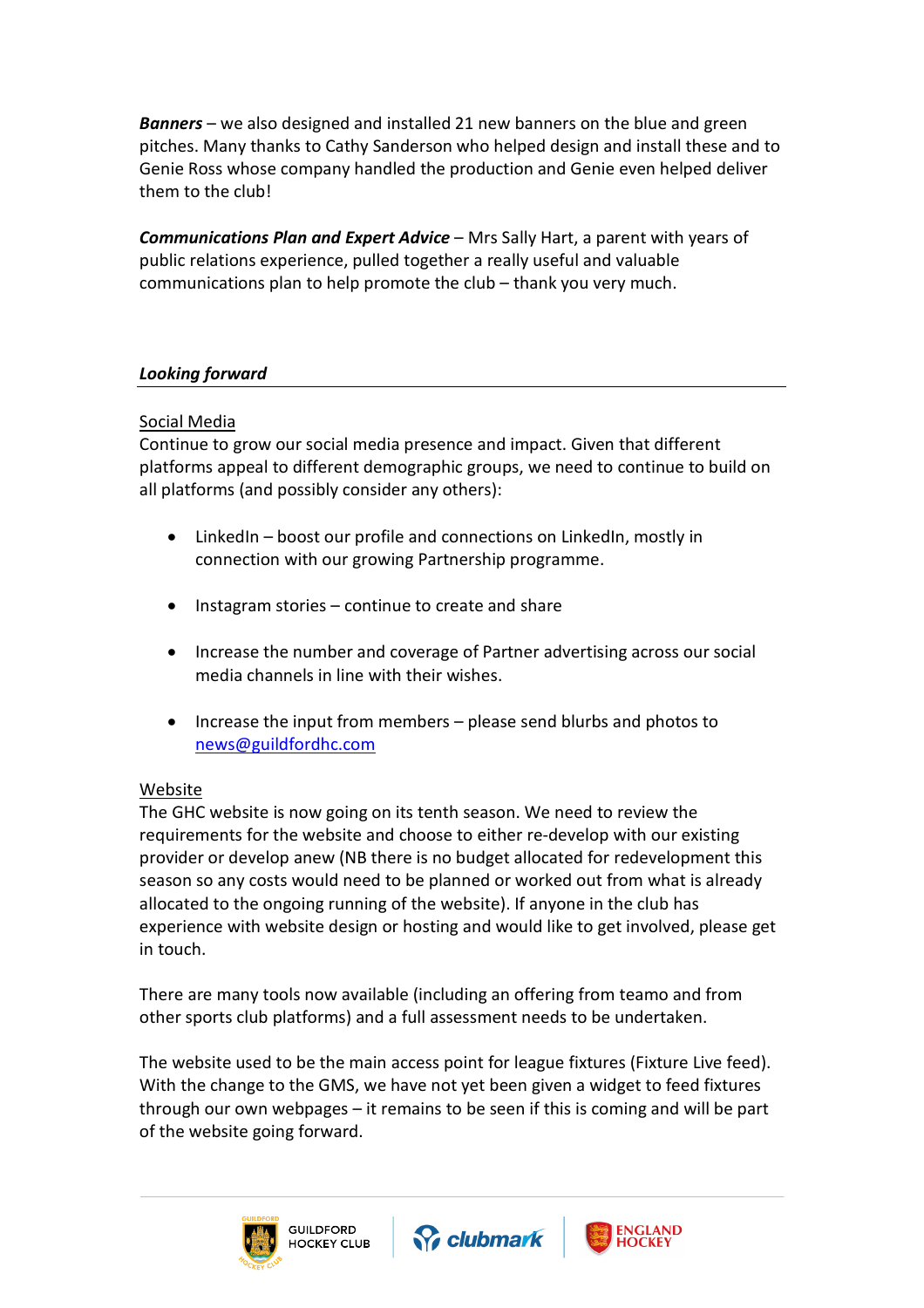***Banners*** – we also designed and installed 21 new banners on the blue and green pitches. Many thanks to Cathy Sanderson who helped design and install these and to Genie Ross whose company handled the production and Genie even helped deliver them to the club!

***Communications Plan and Expert Advice*** – Mrs Sally Hart, a parent with years of public relations experience, pulled together a really useful and valuable communications plan to help promote the club – thank you very much.

## *Looking forward*

### Social Media

Continue to grow our social media presence and impact. Given that different platforms appeal to different demographic groups, we need to continue to build on all platforms (and possibly consider any others):

- LinkedIn – boost our profile and connections on LinkedIn, mostly in connection with our growing Partnership programme.
- Instagram stories – continue to create and share
- Increase the number and coverage of Partner advertising across our social media channels in line with their wishes.
- Increase the input from members – please send blurbs and photos to news@guildfordhc.com

### Website

The GHC website is now going on its tenth season. We need to review the requirements for the website and choose to either re-develop with our existing provider or develop anew (NB there is no budget allocated for redevelopment this season so any costs would need to be planned or worked out from what is already allocated to the ongoing running of the website). If anyone in the club has experience with website design or hosting and would like to get involved, please get in touch.

There are many tools now available (including an offering from teamo and from other sports club platforms) and a full assessment needs to be undertaken.

The website used to be the main access point for league fixtures (Fixture Live feed). With the change to the GMS, we have not yet been given a widget to feed fixtures through our own webpages – it remains to be seen if this is coming and will be part of the website going forward.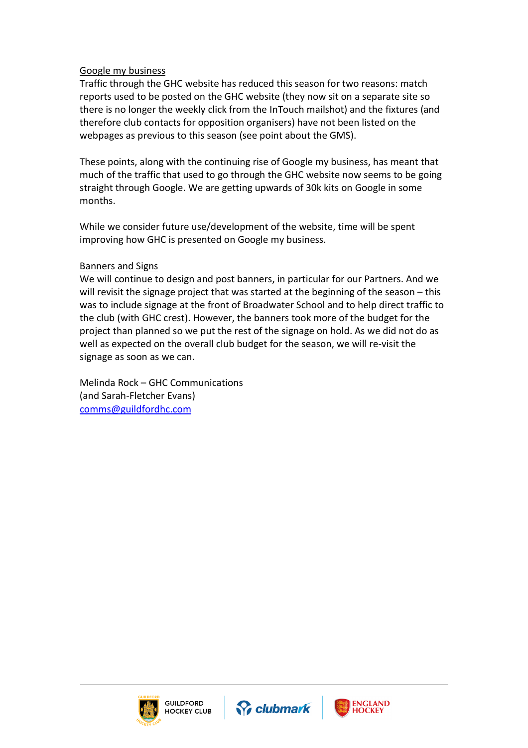Google my business

Traffic through the GHC website has reduced this season for two reasons: match reports used to be posted on the GHC website (they now sit on a separate site so there is no longer the weekly click from the InTouch mailshot) and the fixtures (and therefore club contacts for opposition organisers) have not been listed on the webpages as previous to this season (see point about the GMS).

These points, along with the continuing rise of Google my business, has meant that much of the traffic that used to go through the GHC website now seems to be going straight through Google. We are getting upwards of 30k kits on Google in some months.

While we consider future use/development of the website, time will be spent improving how GHC is presented on Google my business.

Banners and Signs

We will continue to design and post banners, in particular for our Partners. And we will revisit the signage project that was started at the beginning of the season – this was to include signage at the front of Broadwater School and to help direct traffic to the club (with GHC crest). However, the banners took more of the budget for the project than planned so we put the rest of the signage on hold. As we did not do as well as expected on the overall club budget for the season, we will re-visit the signage as soon as we can.

Melinda Rock – GHC Communications
(and Sarah-Fletcher Evans)
comms@guildfordhc.com